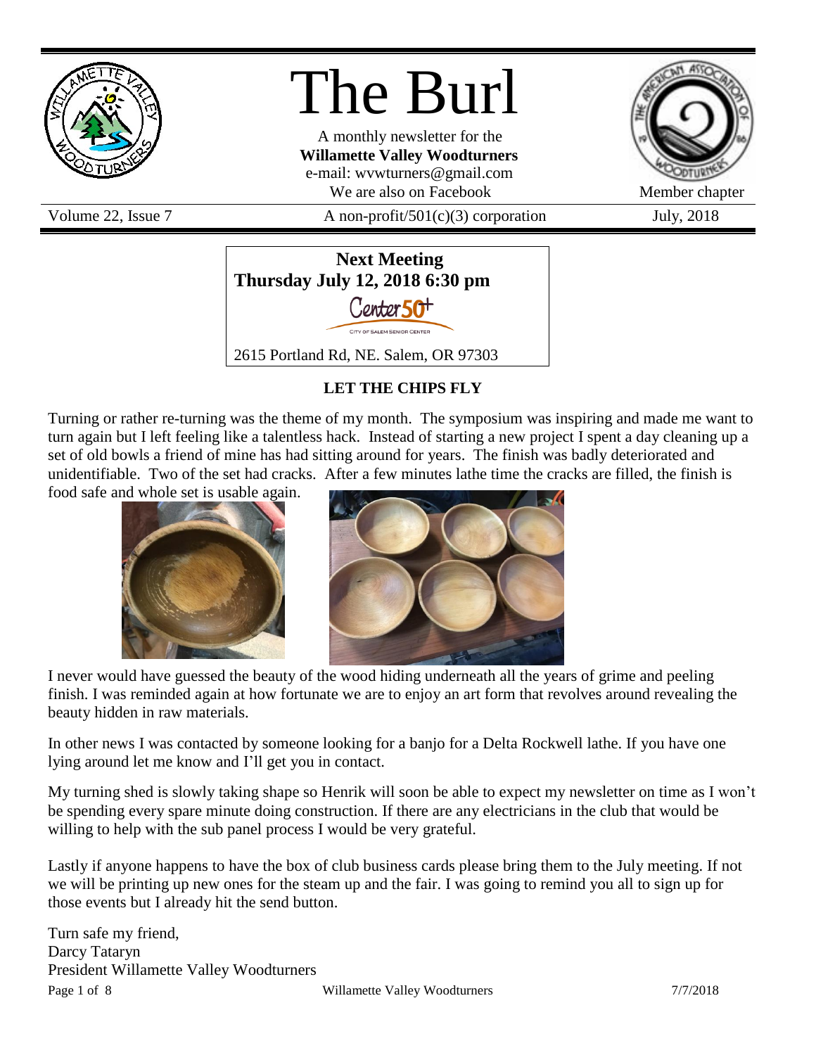# The Burl

A monthly newsletter for the
**Willamette Valley Woodturners**
e-mail: wvwturners@gmail.com
We are also on Facebook

Member chapter

Volume 22, Issue 7 | A non-profit/501(c)(3) corporation | July, 2018

**Next Meeting**
**Thursday July 12, 2018 6:30 pm**

Center 50+
CITY OF SALEM SENIOR CENTER

2615 Portland Rd, NE. Salem, OR 97303

## LET THE CHIPS FLY

Turning or rather re-turning was the theme of my month. The symposium was inspiring and made me want to turn again but I left feeling like a talentless hack. Instead of starting a new project I spent a day cleaning up a set of old bowls a friend of mine has had sitting around for years. The finish was badly deteriorated and unidentifiable. Two of the set had cracks. After a few minutes lathe time the cracks are filled, the finish is food safe and whole set is usable again.

I never would have guessed the beauty of the wood hiding underneath all the years of grime and peeling finish. I was reminded again at how fortunate we are to enjoy an art form that revolves around revealing the beauty hidden in raw materials.

In other news I was contacted by someone looking for a banjo for a Delta Rockwell lathe. If you have one lying around let me know and I'll get you in contact.

My turning shed is slowly taking shape so Henrik will soon be able to expect my newsletter on time as I won't be spending every spare minute doing construction. If there are any electricians in the club that would be willing to help with the sub panel process I would be very grateful.

Lastly if anyone happens to have the box of club business cards please bring them to the July meeting. If not we will be printing up new ones for the steam up and the fair. I was going to remind you all to sign up for those events but I already hit the send button.

Turn safe my friend,
Darcy Tataryn
President Willamette Valley Woodturners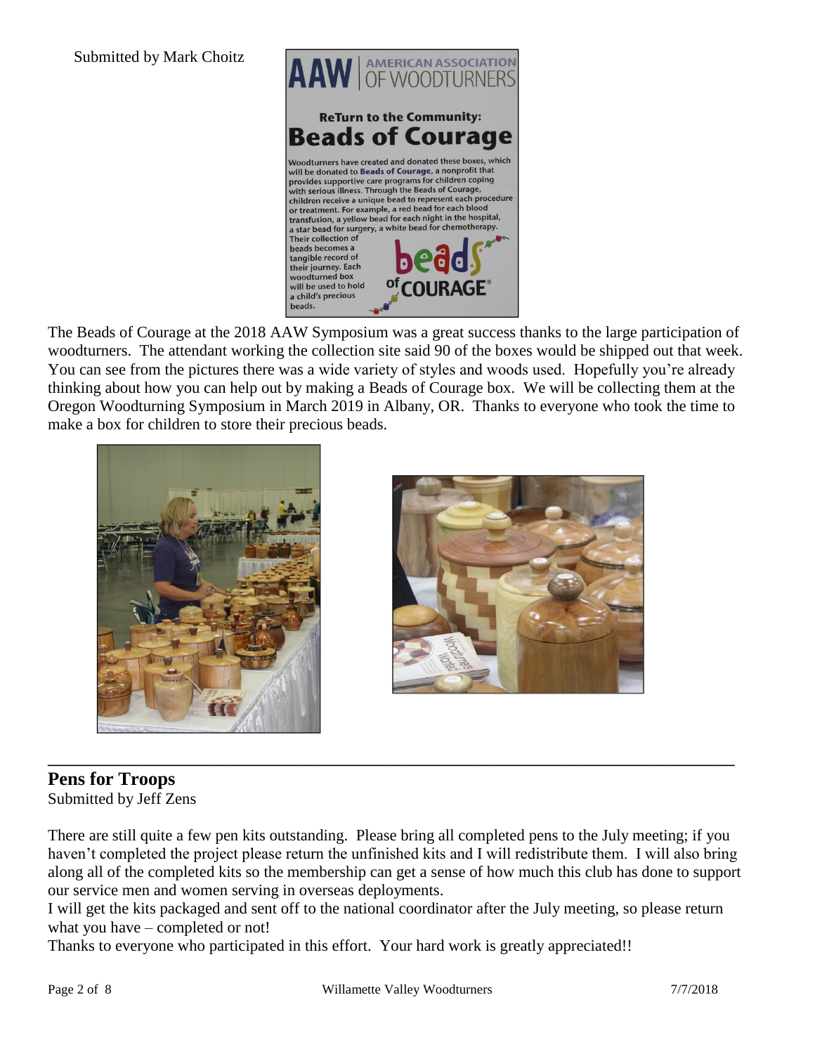Submitted by Mark Choitz

The Beads of Courage at the 2018 AAW Symposium was a great success thanks to the large participation of woodturners. The attendant working the collection site said 90 of the boxes would be shipped out that week. You can see from the pictures there was a wide variety of styles and woods used. Hopefully you're already thinking about how you can help out by making a Beads of Courage box. We will be collecting them at the Oregon Woodturning Symposium in March 2019 in Albany, OR. Thanks to everyone who took the time to make a box for children to store their precious beads.

---

## Pens for Troops

Submitted by Jeff Zens

There are still quite a few pen kits outstanding. Please bring all completed pens to the July meeting; if you haven't completed the project please return the unfinished kits and I will redistribute them. I will also bring along all of the completed kits so the membership can get a sense of how much this club has done to support our service men and women serving in overseas deployments.

I will get the kits packaged and sent off to the national coordinator after the July meeting, so please return what you have – completed or not!

Thanks to everyone who participated in this effort. Your hard work is greatly appreciated!!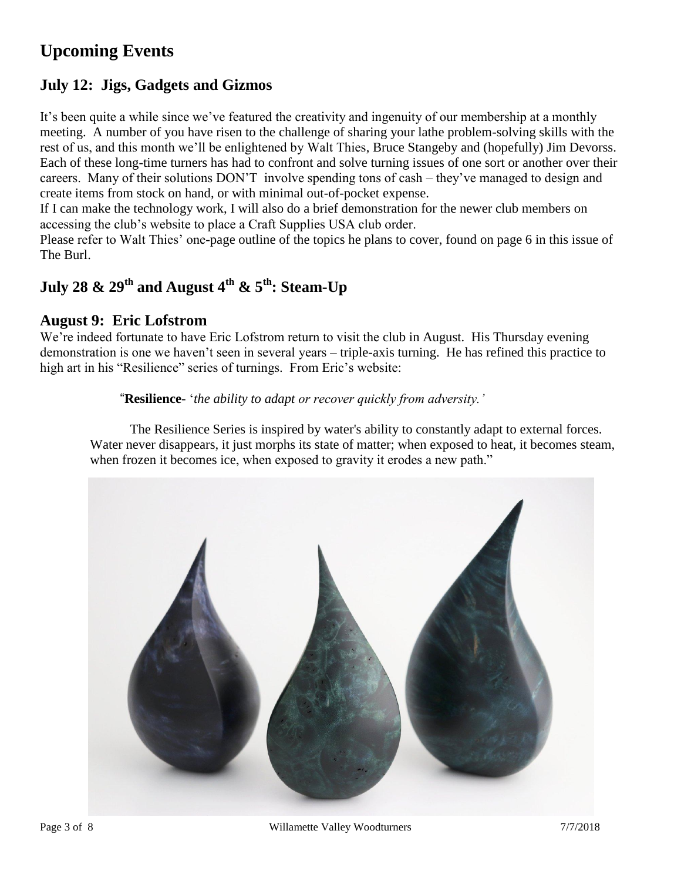# Upcoming Events

## July 12: Jigs, Gadgets and Gizmos

It's been quite a while since we've featured the creativity and ingenuity of our membership at a monthly meeting. A number of you have risen to the challenge of sharing your lathe problem-solving skills with the rest of us, and this month we'll be enlightened by Walt Thies, Bruce Stangeby and (hopefully) Jim Devorss. Each of these long-time turners has had to confront and solve turning issues of one sort or another over their careers. Many of their solutions DON'T involve spending tons of cash – they've managed to design and create items from stock on hand, or with minimal out-of-pocket expense.

If I can make the technology work, I will also do a brief demonstration for the newer club members on accessing the club's website to place a Craft Supplies USA club order.

Please refer to Walt Thies' one-page outline of the topics he plans to cover, found on page 6 in this issue of The Burl.

## July 28 & 29th and August 4th & 5th: Steam-Up

## August 9: Eric Lofstrom

We're indeed fortunate to have Eric Lofstrom return to visit the club in August. His Thursday evening demonstration is one we haven't seen in several years – triple-axis turning. He has refined this practice to high art in his "Resilience" series of turnings. From Eric's website:

> "**Resilience**- '*the ability to adapt or recover quickly from adversity.'*
>
> The Resilience Series is inspired by water's ability to constantly adapt to external forces. Water never disappears, it just morphs its state of matter; when exposed to heat, it becomes steam, when frozen it becomes ice, when exposed to gravity it erodes a new path."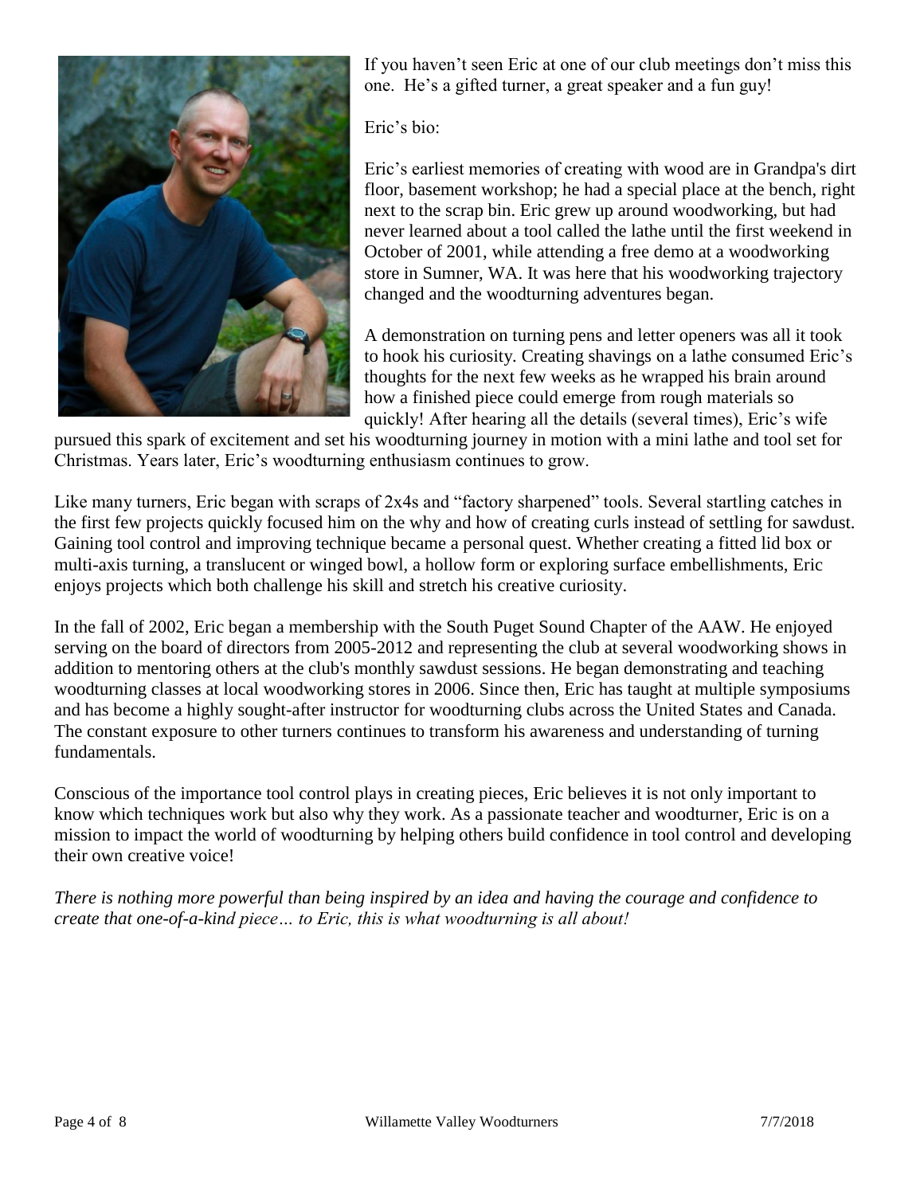If you haven't seen Eric at one of our club meetings don't miss this one. He's a gifted turner, a great speaker and a fun guy!

Eric's bio:

Eric's earliest memories of creating with wood are in Grandpa's dirt floor, basement workshop; he had a special place at the bench, right next to the scrap bin. Eric grew up around woodworking, but had never learned about a tool called the lathe until the first weekend in October of 2001, while attending a free demo at a woodworking store in Sumner, WA. It was here that his woodworking trajectory changed and the woodturning adventures began.

A demonstration on turning pens and letter openers was all it took to hook his curiosity. Creating shavings on a lathe consumed Eric's thoughts for the next few weeks as he wrapped his brain around how a finished piece could emerge from rough materials so quickly! After hearing all the details (several times), Eric's wife pursued this spark of excitement and set his woodturning journey in motion with a mini lathe and tool set for Christmas. Years later, Eric's woodturning enthusiasm continues to grow.

Like many turners, Eric began with scraps of 2x4s and "factory sharpened" tools. Several startling catches in the first few projects quickly focused him on the why and how of creating curls instead of settling for sawdust. Gaining tool control and improving technique became a personal quest. Whether creating a fitted lid box or multi-axis turning, a translucent or winged bowl, a hollow form or exploring surface embellishments, Eric enjoys projects which both challenge his skill and stretch his creative curiosity.

In the fall of 2002, Eric began a membership with the South Puget Sound Chapter of the AAW. He enjoyed serving on the board of directors from 2005-2012 and representing the club at several woodworking shows in addition to mentoring others at the club's monthly sawdust sessions. He began demonstrating and teaching woodturning classes at local woodworking stores in 2006. Since then, Eric has taught at multiple symposiums and has become a highly sought-after instructor for woodturning clubs across the United States and Canada. The constant exposure to other turners continues to transform his awareness and understanding of turning fundamentals.

Conscious of the importance tool control plays in creating pieces, Eric believes it is not only important to know which techniques work but also why they work. As a passionate teacher and woodturner, Eric is on a mission to impact the world of woodturning by helping others build confidence in tool control and developing their own creative voice!

*There is nothing more powerful than being inspired by an idea and having the courage and confidence to create that one-of-a-kind piece… to Eric, this is what woodturning is all about!*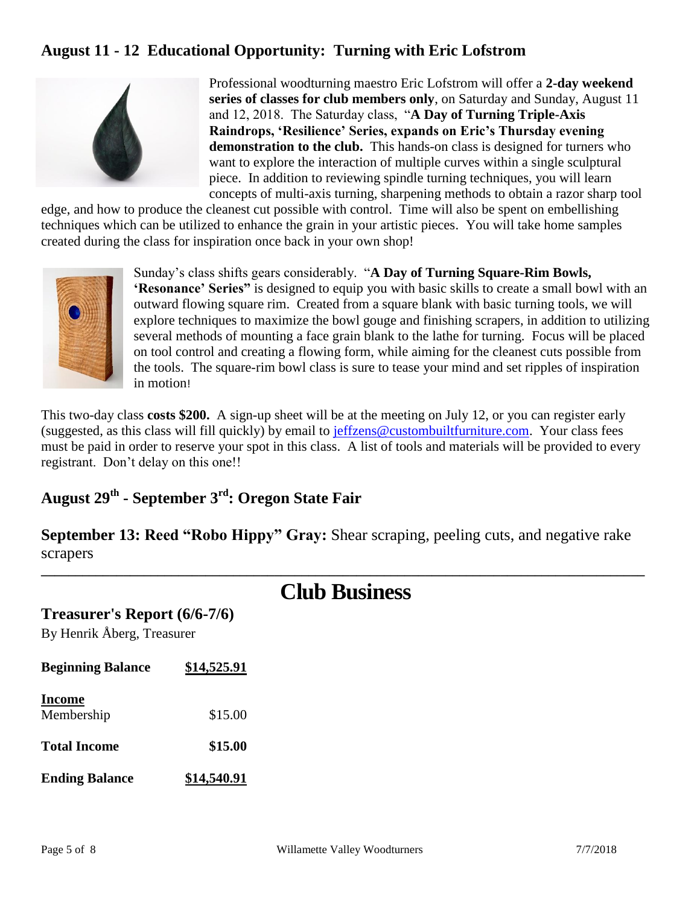## August 11 - 12 Educational Opportunity: Turning with Eric Lofstrom

Professional woodturning maestro Eric Lofstrom will offer a **2-day weekend series of classes for club members only**, on Saturday and Sunday, August 11 and 12, 2018. The Saturday class, "**A Day of Turning Triple-Axis Raindrops, 'Resilience' Series, expands on Eric's Thursday evening demonstration to the club.** This hands-on class is designed for turners who want to explore the interaction of multiple curves within a single sculptural piece. In addition to reviewing spindle turning techniques, you will learn concepts of multi-axis turning, sharpening methods to obtain a razor sharp tool edge, and how to produce the cleanest cut possible with control. Time will also be spent on embellishing techniques which can be utilized to enhance the grain in your artistic pieces. You will take home samples created during the class for inspiration once back in your own shop!

Sunday's class shifts gears considerably. "**A Day of Turning Square-Rim Bowls, 'Resonance' Series"** is designed to equip you with basic skills to create a small bowl with an outward flowing square rim. Created from a square blank with basic turning tools, we will explore techniques to maximize the bowl gouge and finishing scrapers, in addition to utilizing several methods of mounting a face grain blank to the lathe for turning. Focus will be placed on tool control and creating a flowing form, while aiming for the cleanest cuts possible from the tools. The square-rim bowl class is sure to tease your mind and set ripples of inspiration in motion!

This two-day class **costs $200.** A sign-up sheet will be at the meeting on July 12, or you can register early (suggested, as this class will fill quickly) by email to jeffzens@custombuiltfurniture.com. Your class fees must be paid in order to reserve your spot in this class. A list of tools and materials will be provided to every registrant. Don't delay on this one!!

## August 29th - September 3rd: Oregon State Fair

**September 13: Reed "Robo Hippy" Gray:** Shear scraping, peeling cuts, and negative rake scrapers

---

# Club Business

## Treasurer's Report (6/6-7/6)

By Henrik Åberg, Treasurer

| | |
|---|---|
| **Beginning Balance** | **$14,525.91** |
| **Income** | |
| Membership | $15.00 |
| **Total Income** | **$15.00** |
| **Ending Balance** | **$14,540.91** |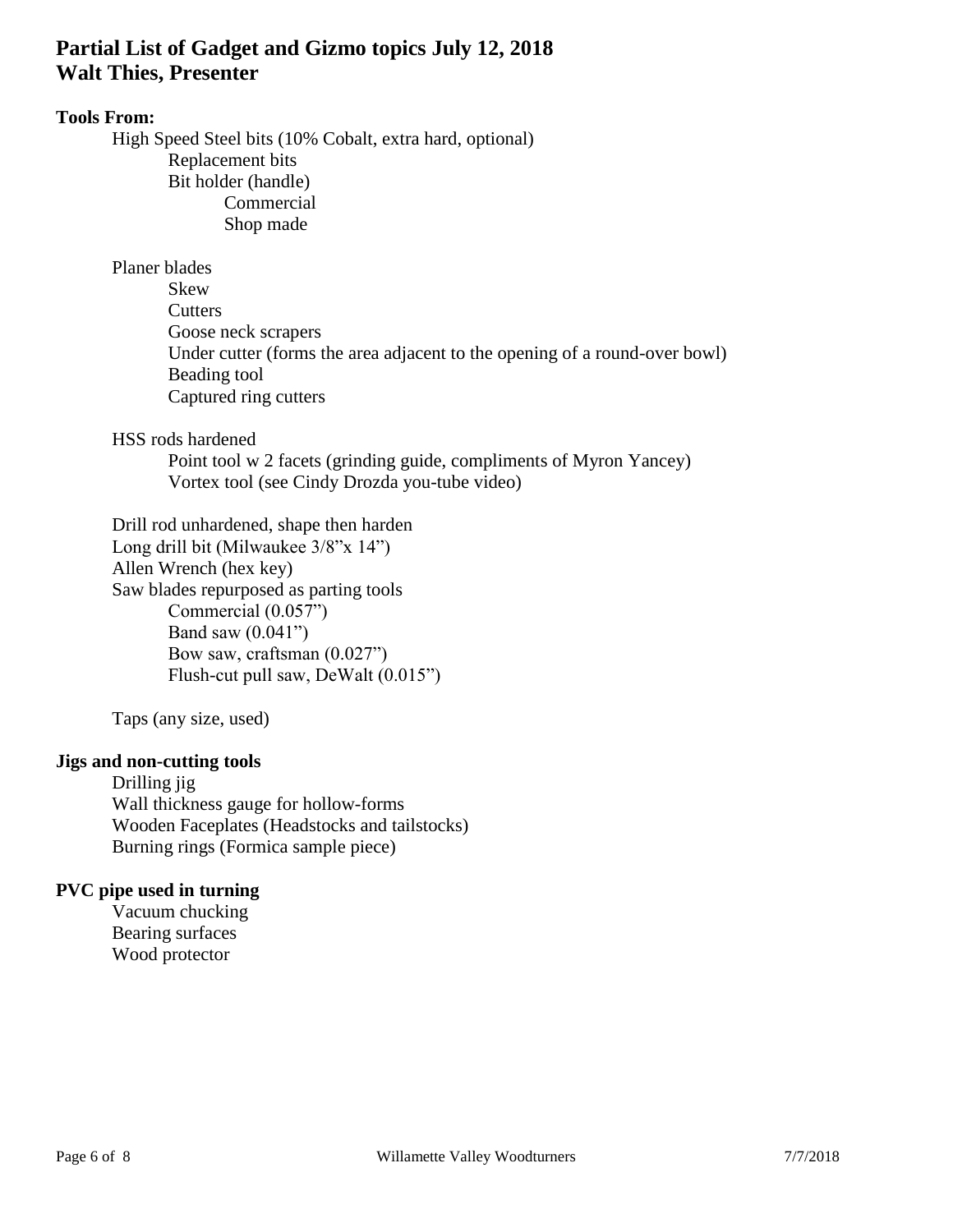# Partial List of Gadget and Gizmo topics July 12, 2018
# Walt Thies, Presenter

**Tools From:**

- High Speed Steel bits (10% Cobalt, extra hard, optional)
  - Replacement bits
  - Bit holder (handle)
    - Commercial
    - Shop made

- Planer blades
  - Skew
  - Cutters
  - Goose neck scrapers
  - Under cutter (forms the area adjacent to the opening of a round-over bowl)
  - Beading tool
  - Captured ring cutters

- HSS rods hardened
  - Point tool w 2 facets (grinding guide, compliments of Myron Yancey)
  - Vortex tool (see Cindy Drozda you-tube video)

- Drill rod unhardened, shape then harden
- Long drill bit (Milwaukee 3/8"x 14")
- Allen Wrench (hex key)
- Saw blades repurposed as parting tools
  - Commercial (0.057")
  - Band saw (0.041")
  - Bow saw, craftsman (0.027")
  - Flush-cut pull saw, DeWalt (0.015")

- Taps (any size, used)

**Jigs and non-cutting tools**

- Drilling jig
- Wall thickness gauge for hollow-forms
- Wooden Faceplates (Headstocks and tailstocks)
- Burning rings (Formica sample piece)

**PVC pipe used in turning**

- Vacuum chucking
- Bearing surfaces
- Wood protector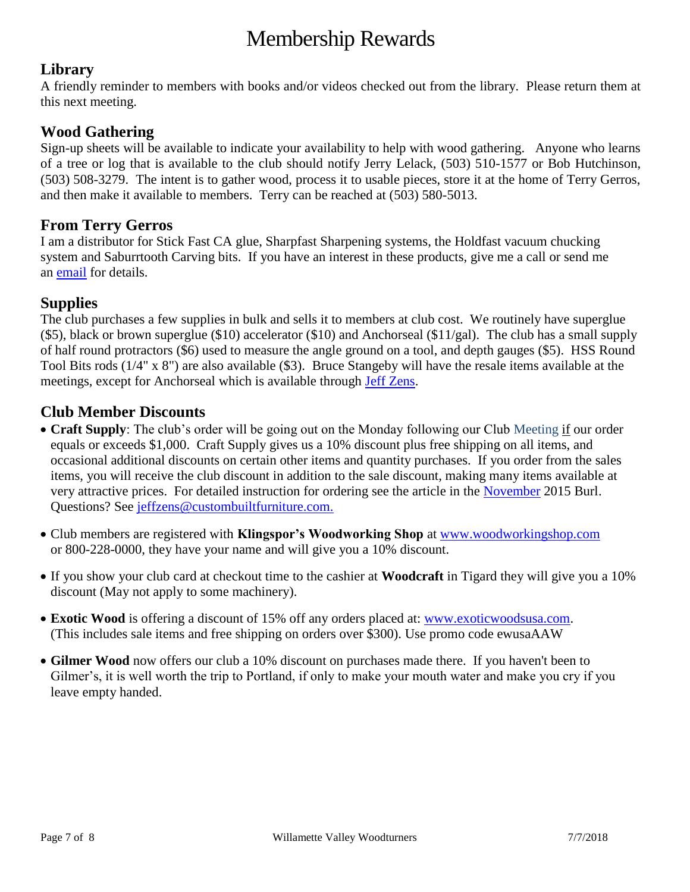# Membership Rewards

## Library

A friendly reminder to members with books and/or videos checked out from the library. Please return them at this next meeting.

## Wood Gathering

Sign-up sheets will be available to indicate your availability to help with wood gathering. Anyone who learns of a tree or log that is available to the club should notify Jerry Lelack, (503) 510-1577 or Bob Hutchinson, (503) 508-3279. The intent is to gather wood, process it to usable pieces, store it at the home of Terry Gerros, and then make it available to members. Terry can be reached at (503) 580-5013.

## From Terry Gerros

I am a distributor for Stick Fast CA glue, Sharpfast Sharpening systems, the Holdfast vacuum chucking system and Saburrtooth Carving bits. If you have an interest in these products, give me a call or send me an email for details.

## Supplies

The club purchases a few supplies in bulk and sells it to members at club cost. We routinely have superglue ($5), black or brown superglue ($10) accelerator ($10) and Anchorseal ($11/gal). The club has a small supply of half round protractors ($6) used to measure the angle ground on a tool, and depth gauges ($5). HSS Round Tool Bits rods (1/4" x 8") are also available ($3). Bruce Stangeby will have the resale items available at the meetings, except for Anchorseal which is available through Jeff Zens.

## Club Member Discounts

- **Craft Supply**: The club's order will be going out on the Monday following our Club Meeting if our order equals or exceeds $1,000. Craft Supply gives us a 10% discount plus free shipping on all items, and occasional additional discounts on certain other items and quantity purchases. If you order from the sales items, you will receive the club discount in addition to the sale discount, making many items available at very attractive prices. For detailed instruction for ordering see the article in the November 2015 Burl. Questions? See jeffzens@custombuiltfurniture.com.
- Club members are registered with **Klingspor's Woodworking Shop** at www.woodworkingshop.com or 800-228-0000, they have your name and will give you a 10% discount.
- If you show your club card at checkout time to the cashier at **Woodcraft** in Tigard they will give you a 10% discount (May not apply to some machinery).
- **Exotic Wood** is offering a discount of 15% off any orders placed at: www.exoticwoodsusa.com. (This includes sale items and free shipping on orders over $300). Use promo code ewusaAAW
- **Gilmer Wood** now offers our club a 10% discount on purchases made there. If you haven't been to Gilmer's, it is well worth the trip to Portland, if only to make your mouth water and make you cry if you leave empty handed.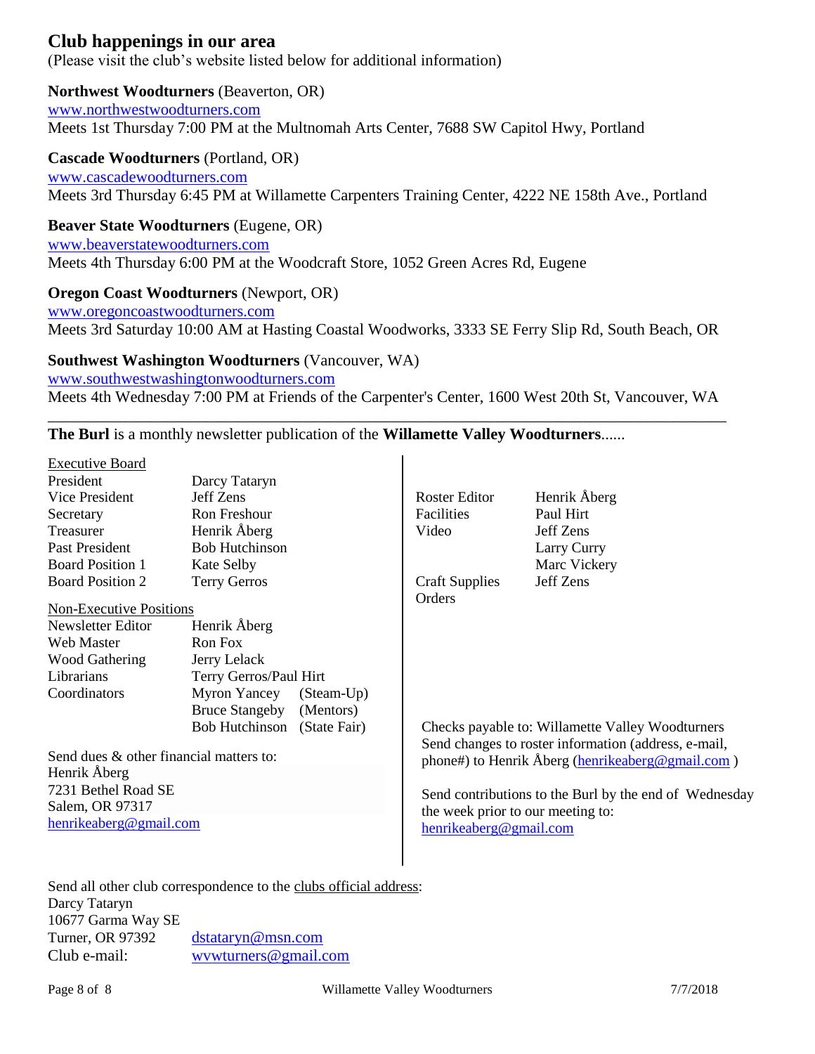## Club happenings in our area

(Please visit the club's website listed below for additional information)

**Northwest Woodturners** (Beaverton, OR)
www.northwestwoodturners.com
Meets 1st Thursday 7:00 PM at the Multnomah Arts Center, 7688 SW Capitol Hwy, Portland

**Cascade Woodturners** (Portland, OR)
www.cascadewoodturners.com
Meets 3rd Thursday 6:45 PM at Willamette Carpenters Training Center, 4222 NE 158th Ave., Portland

**Beaver State Woodturners** (Eugene, OR)
www.beaverstatewoodturners.com
Meets 4th Thursday 6:00 PM at the Woodcraft Store, 1052 Green Acres Rd, Eugene

**Oregon Coast Woodturners** (Newport, OR)
www.oregoncoastwoodturners.com
Meets 3rd Saturday 10:00 AM at Hasting Coastal Woodworks, 3333 SE Ferry Slip Rd, South Beach, OR

**Southwest Washington Woodturners** (Vancouver, WA)
www.southwestwashingtonwoodturners.com
Meets 4th Wednesday 7:00 PM at Friends of the Carpenter's Center, 1600 West 20th St, Vancouver, WA

---

**The Burl** is a monthly newsletter publication of the **Willamette Valley Woodturners**......

**Executive Board**

| | |
|---|---|
| President | Darcy Tataryn |
| Vice President | Jeff Zens |
| Secretary | Ron Freshour |
| Treasurer | Henrik Åberg |
| Past President | Bob Hutchinson |
| Board Position 1 | Kate Selby |
| Board Position 2 | Terry Gerros |

**Non-Executive Positions**

| | | |
|---|---|---|
| Newsletter Editor | Henrik Åberg | |
| Web Master | Ron Fox | |
| Wood Gathering | Jerry Lelack | |
| Librarians | Terry Gerros/Paul Hirt | |
| Coordinators | Myron Yancey | (Steam-Up) |
| | Bruce Stangeby | (Mentors) |
| | Bob Hutchinson | (State Fair) |

Send dues & other financial matters to:
Henrik Åberg
7231 Bethel Road SE
Salem, OR 97317
henrikeaberg@gmail.com

| | |
|---|---|
| Roster Editor | Henrik Åberg |
| Facilities | Paul Hirt |
| Video | Jeff Zens |
| | Larry Curry |
| | Marc Vickery |
| Craft Supplies Orders | Jeff Zens |

Checks payable to: Willamette Valley Woodturners
Send changes to roster information (address, e-mail, phone#) to Henrik Åberg (henrikeaberg@gmail.com )

Send contributions to the Burl by the end of Wednesday the week prior to our meeting to:
henrikeaberg@gmail.com

Send all other club correspondence to the clubs official address:
Darcy Tataryn
10677 Garma Way SE
Turner, OR 97392 dstataryn@msn.com
Club e-mail: wvwturners@gmail.com